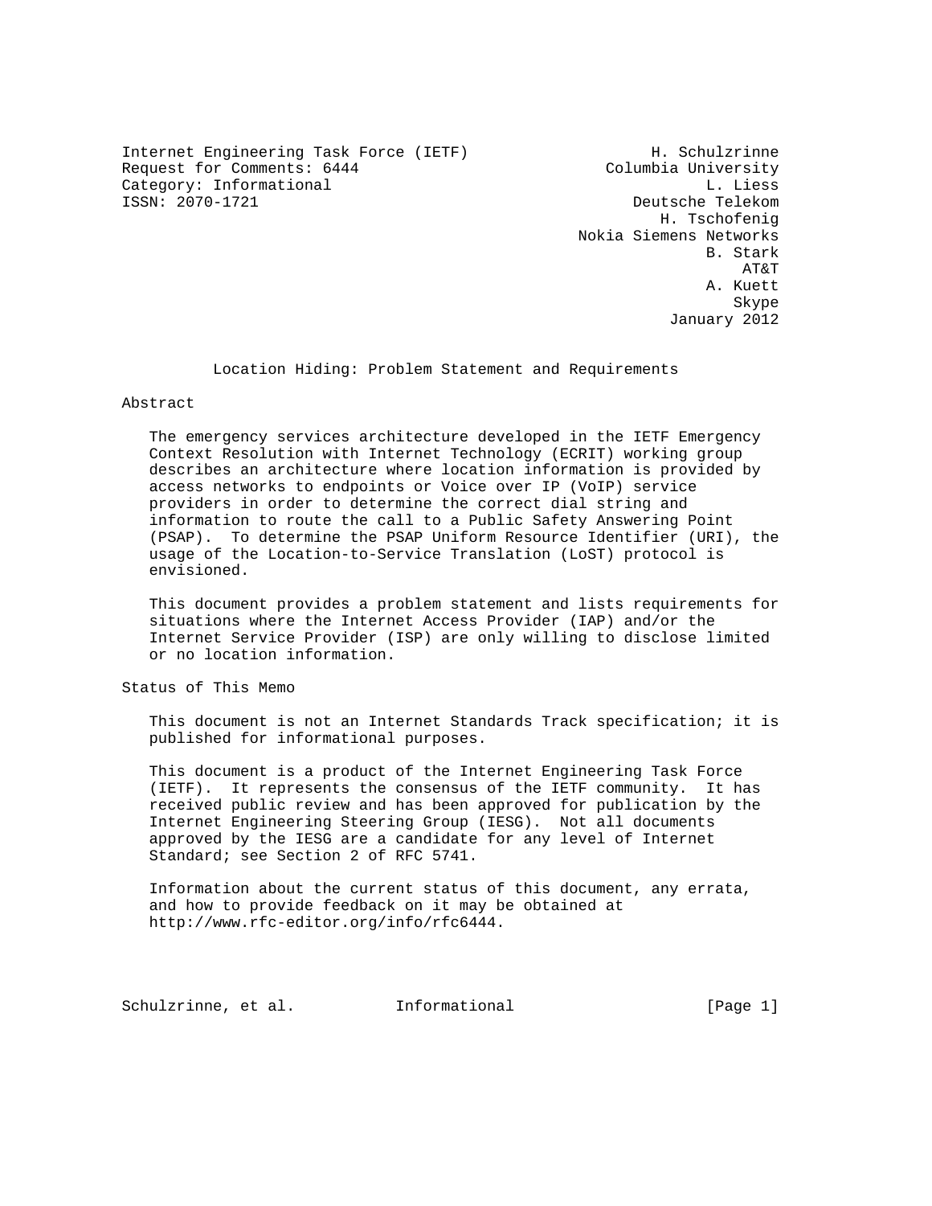Internet Engineering Task Force (IETF)
Request for Comments: 6444
Category: Informational
ISSN: 2070-1721

H. Schulzrinne
Columbia University
L. Liess
Deutsche Telekom
H. Tschofenig
Nokia Siemens Networks
B. Stark
AT&T
A. Kuett
Skype
January 2012

# Location Hiding: Problem Statement and Requirements

## Abstract

The emergency services architecture developed in the IETF Emergency Context Resolution with Internet Technology (ECRIT) working group describes an architecture where location information is provided by access networks to endpoints or Voice over IP (VoIP) service providers in order to determine the correct dial string and information to route the call to a Public Safety Answering Point (PSAP). To determine the PSAP Uniform Resource Identifier (URI), the usage of the Location-to-Service Translation (LoST) protocol is envisioned.

This document provides a problem statement and lists requirements for situations where the Internet Access Provider (IAP) and/or the Internet Service Provider (ISP) are only willing to disclose limited or no location information.

## Status of This Memo

This document is not an Internet Standards Track specification; it is published for informational purposes.

This document is a product of the Internet Engineering Task Force (IETF). It represents the consensus of the IETF community. It has received public review and has been approved for publication by the Internet Engineering Steering Group (IESG). Not all documents approved by the IESG are a candidate for any level of Internet Standard; see Section 2 of RFC 5741.

Information about the current status of this document, any errata, and how to provide feedback on it may be obtained at http://www.rfc-editor.org/info/rfc6444.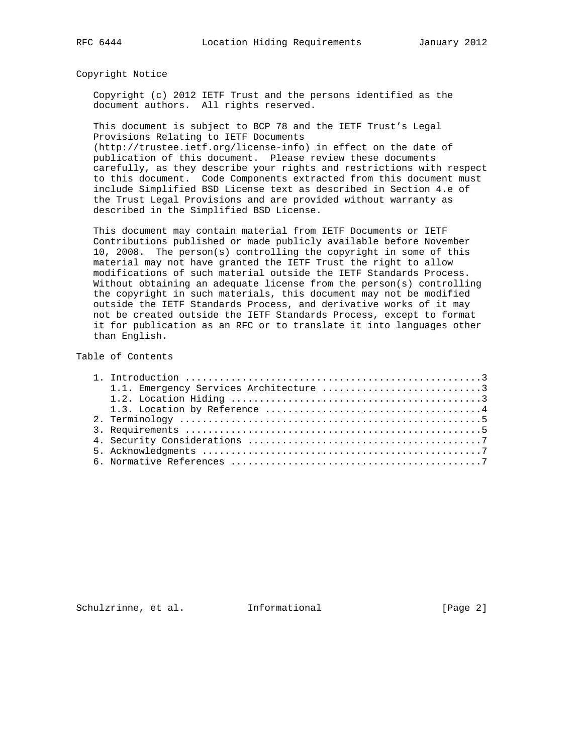## Copyright Notice

Copyright (c) 2012 IETF Trust and the persons identified as the document authors. All rights reserved.

This document is subject to BCP 78 and the IETF Trust's Legal Provisions Relating to IETF Documents (http://trustee.ietf.org/license-info) in effect on the date of publication of this document. Please review these documents carefully, as they describe your rights and restrictions with respect to this document. Code Components extracted from this document must include Simplified BSD License text as described in Section 4.e of the Trust Legal Provisions and are provided without warranty as described in the Simplified BSD License.

This document may contain material from IETF Documents or IETF Contributions published or made publicly available before November 10, 2008. The person(s) controlling the copyright in some of this material may not have granted the IETF Trust the right to allow modifications of such material outside the IETF Standards Process. Without obtaining an adequate license from the person(s) controlling the copyright in such materials, this document may not be modified outside the IETF Standards Process, and derivative works of it may not be created outside the IETF Standards Process, except to format it for publication as an RFC or to translate it into languages other than English.

## Table of Contents

```
   1. Introduction ....................................................3
      1.1. Emergency Services Architecture ............................3
      1.2. Location Hiding ............................................3
      1.3. Location by Reference ......................................4
   2. Terminology .....................................................5
   3. Requirements ....................................................5
   4. Security Considerations .........................................7
   5. Acknowledgments .................................................7
   6. Normative References ............................................7
```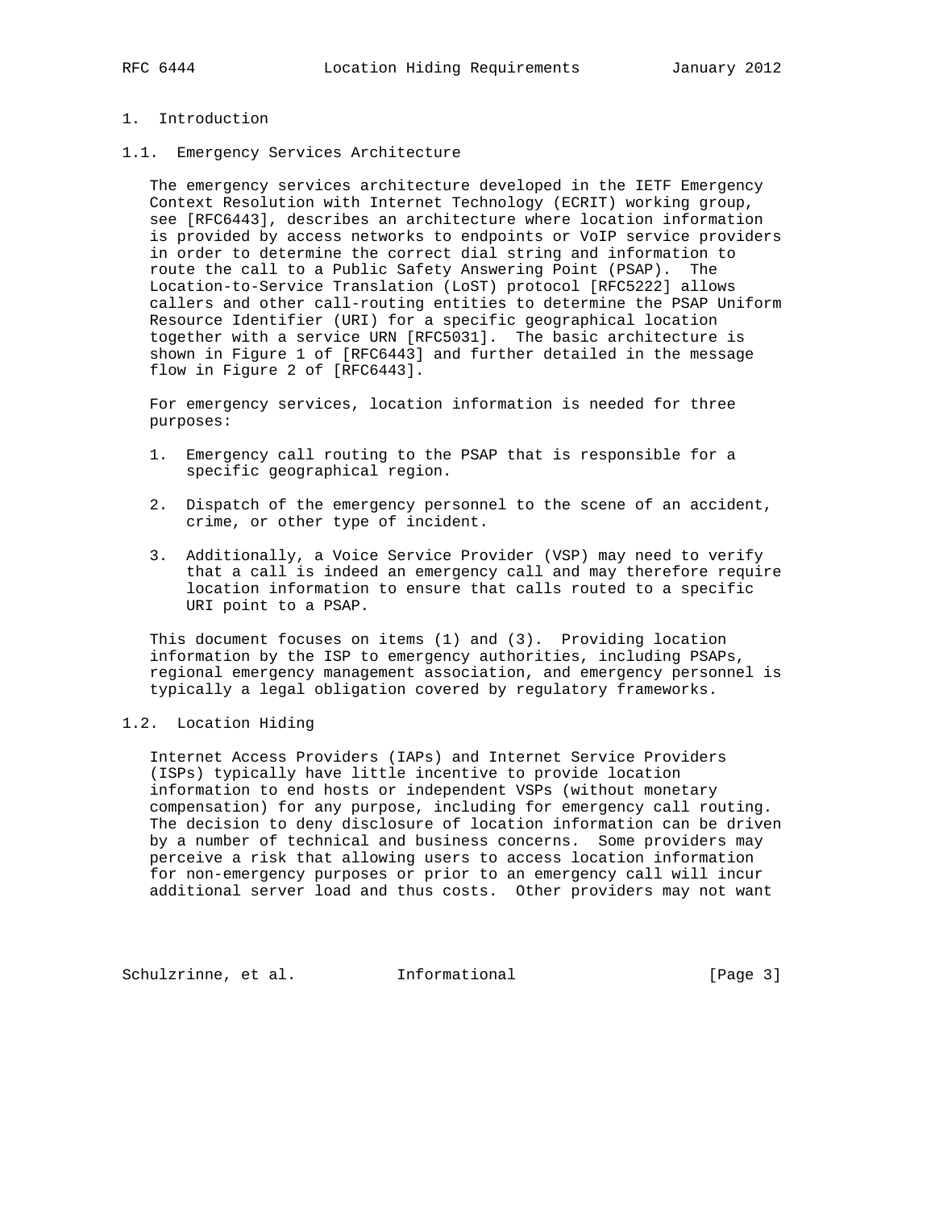# 1. Introduction

## 1.1. Emergency Services Architecture

The emergency services architecture developed in the IETF Emergency Context Resolution with Internet Technology (ECRIT) working group, see [RFC6443], describes an architecture where location information is provided by access networks to endpoints or VoIP service providers in order to determine the correct dial string and information to route the call to a Public Safety Answering Point (PSAP). The Location-to-Service Translation (LoST) protocol [RFC5222] allows callers and other call-routing entities to determine the PSAP Uniform Resource Identifier (URI) for a specific geographical location together with a service URN [RFC5031]. The basic architecture is shown in Figure 1 of [RFC6443] and further detailed in the message flow in Figure 2 of [RFC6443].

For emergency services, location information is needed for three purposes:

1. Emergency call routing to the PSAP that is responsible for a specific geographical region.
2. Dispatch of the emergency personnel to the scene of an accident, crime, or other type of incident.
3. Additionally, a Voice Service Provider (VSP) may need to verify that a call is indeed an emergency call and may therefore require location information to ensure that calls routed to a specific URI point to a PSAP.

This document focuses on items (1) and (3). Providing location information by the ISP to emergency authorities, including PSAPs, regional emergency management association, and emergency personnel is typically a legal obligation covered by regulatory frameworks.

## 1.2. Location Hiding

Internet Access Providers (IAPs) and Internet Service Providers (ISPs) typically have little incentive to provide location information to end hosts or independent VSPs (without monetary compensation) for any purpose, including for emergency call routing. The decision to deny disclosure of location information can be driven by a number of technical and business concerns. Some providers may perceive a risk that allowing users to access location information for non-emergency purposes or prior to an emergency call will incur additional server load and thus costs. Other providers may not want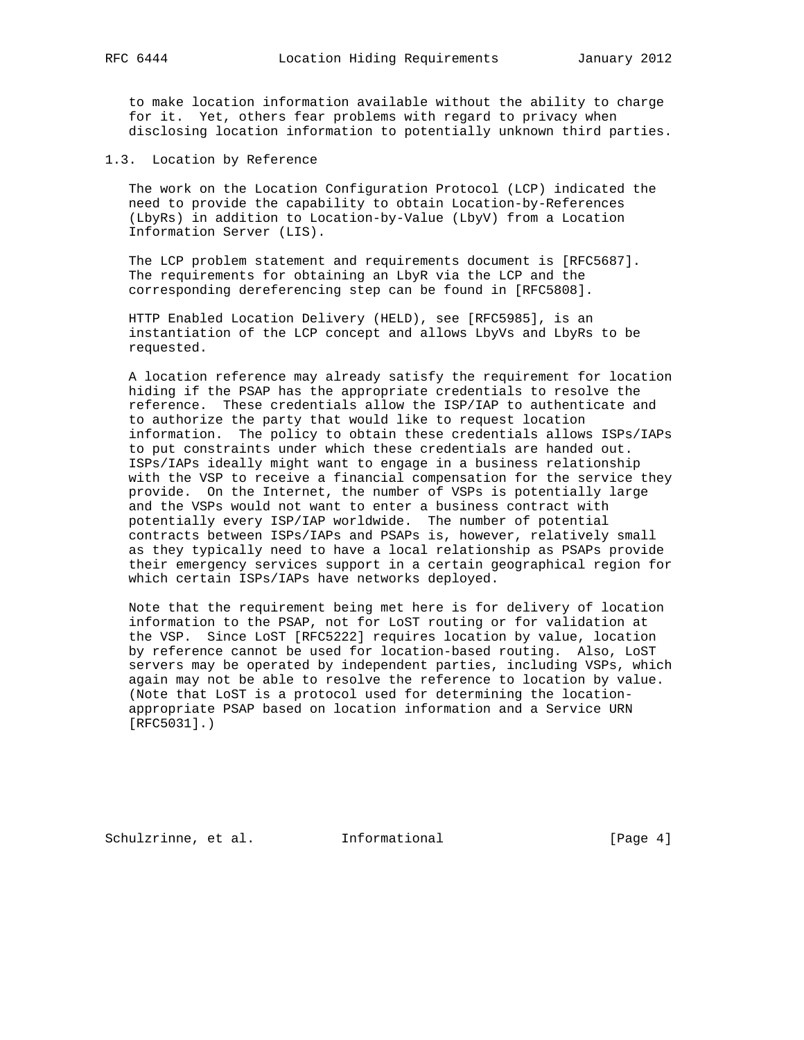to make location information available without the ability to charge for it. Yet, others fear problems with regard to privacy when disclosing location information to potentially unknown third parties.

## 1.3. Location by Reference

The work on the Location Configuration Protocol (LCP) indicated the need to provide the capability to obtain Location-by-References (LbyRs) in addition to Location-by-Value (LbyV) from a Location Information Server (LIS).

The LCP problem statement and requirements document is [RFC5687]. The requirements for obtaining an LbyR via the LCP and the corresponding dereferencing step can be found in [RFC5808].

HTTP Enabled Location Delivery (HELD), see [RFC5985], is an instantiation of the LCP concept and allows LbyVs and LbyRs to be requested.

A location reference may already satisfy the requirement for location hiding if the PSAP has the appropriate credentials to resolve the reference. These credentials allow the ISP/IAP to authenticate and to authorize the party that would like to request location information. The policy to obtain these credentials allows ISPs/IAPs to put constraints under which these credentials are handed out. ISPs/IAPs ideally might want to engage in a business relationship with the VSP to receive a financial compensation for the service they provide. On the Internet, the number of VSPs is potentially large and the VSPs would not want to enter a business contract with potentially every ISP/IAP worldwide. The number of potential contracts between ISPs/IAPs and PSAPs is, however, relatively small as they typically need to have a local relationship as PSAPs provide their emergency services support in a certain geographical region for which certain ISPs/IAPs have networks deployed.

Note that the requirement being met here is for delivery of location information to the PSAP, not for LoST routing or for validation at the VSP. Since LoST [RFC5222] requires location by value, location by reference cannot be used for location-based routing. Also, LoST servers may be operated by independent parties, including VSPs, which again may not be able to resolve the reference to location by value. (Note that LoST is a protocol used for determining the location-appropriate PSAP based on location information and a Service URN [RFC5031].)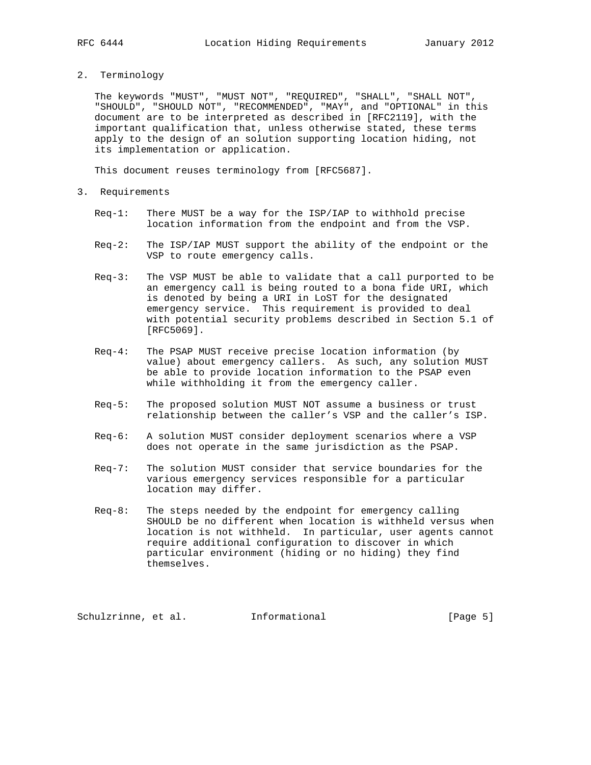## 2. Terminology

The keywords "MUST", "MUST NOT", "REQUIRED", "SHALL", "SHALL NOT", "SHOULD", "SHOULD NOT", "RECOMMENDED", "MAY", and "OPTIONAL" in this document are to be interpreted as described in [RFC2119], with the important qualification that, unless otherwise stated, these terms apply to the design of an solution supporting location hiding, not its implementation or application.

This document reuses terminology from [RFC5687].

## 3. Requirements

Req-1: There MUST be a way for the ISP/IAP to withhold precise location information from the endpoint and from the VSP.

Req-2: The ISP/IAP MUST support the ability of the endpoint or the VSP to route emergency calls.

Req-3: The VSP MUST be able to validate that a call purported to be an emergency call is being routed to a bona fide URI, which is denoted by being a URI in LoST for the designated emergency service. This requirement is provided to deal with potential security problems described in Section 5.1 of [RFC5069].

Req-4: The PSAP MUST receive precise location information (by value) about emergency callers. As such, any solution MUST be able to provide location information to the PSAP even while withholding it from the emergency caller.

Req-5: The proposed solution MUST NOT assume a business or trust relationship between the caller's VSP and the caller's ISP.

Req-6: A solution MUST consider deployment scenarios where a VSP does not operate in the same jurisdiction as the PSAP.

Req-7: The solution MUST consider that service boundaries for the various emergency services responsible for a particular location may differ.

Req-8: The steps needed by the endpoint for emergency calling SHOULD be no different when location is withheld versus when location is not withheld. In particular, user agents cannot require additional configuration to discover in which particular environment (hiding or no hiding) they find themselves.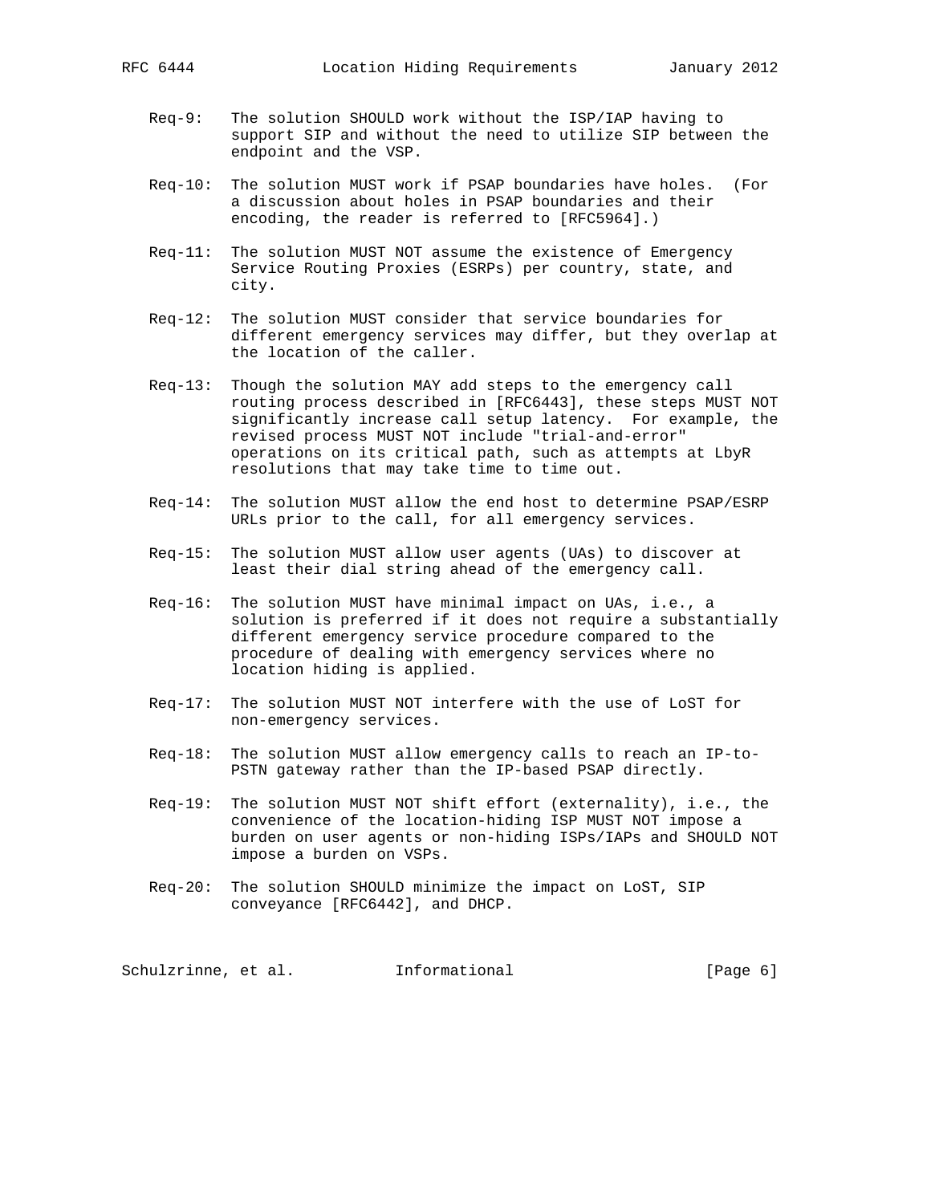Req-9: The solution SHOULD work without the ISP/IAP having to support SIP and without the need to utilize SIP between the endpoint and the VSP.

Req-10: The solution MUST work if PSAP boundaries have holes. (For a discussion about holes in PSAP boundaries and their encoding, the reader is referred to [RFC5964].)

Req-11: The solution MUST NOT assume the existence of Emergency Service Routing Proxies (ESRPs) per country, state, and city.

Req-12: The solution MUST consider that service boundaries for different emergency services may differ, but they overlap at the location of the caller.

Req-13: Though the solution MAY add steps to the emergency call routing process described in [RFC6443], these steps MUST NOT significantly increase call setup latency. For example, the revised process MUST NOT include "trial-and-error" operations on its critical path, such as attempts at LbyR resolutions that may take time to time out.

Req-14: The solution MUST allow the end host to determine PSAP/ESRP URLs prior to the call, for all emergency services.

Req-15: The solution MUST allow user agents (UAs) to discover at least their dial string ahead of the emergency call.

Req-16: The solution MUST have minimal impact on UAs, i.e., a solution is preferred if it does not require a substantially different emergency service procedure compared to the procedure of dealing with emergency services where no location hiding is applied.

Req-17: The solution MUST NOT interfere with the use of LoST for non-emergency services.

Req-18: The solution MUST allow emergency calls to reach an IP-to-PSTN gateway rather than the IP-based PSAP directly.

Req-19: The solution MUST NOT shift effort (externality), i.e., the convenience of the location-hiding ISP MUST NOT impose a burden on user agents or non-hiding ISPs/IAPs and SHOULD NOT impose a burden on VSPs.

Req-20: The solution SHOULD minimize the impact on LoST, SIP conveyance [RFC6442], and DHCP.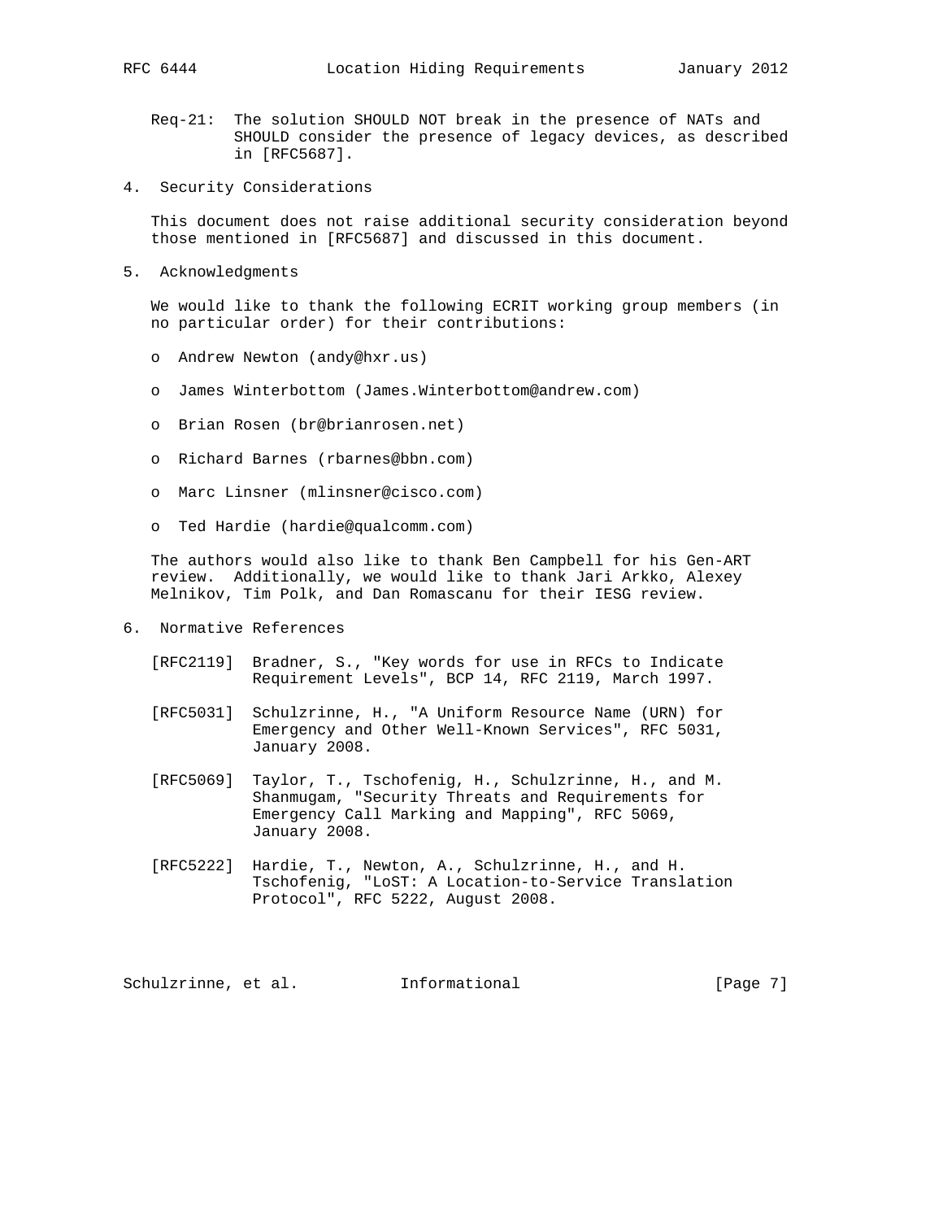Req-21: The solution SHOULD NOT break in the presence of NATs and SHOULD consider the presence of legacy devices, as described in [RFC5687].

## 4. Security Considerations

This document does not raise additional security consideration beyond those mentioned in [RFC5687] and discussed in this document.

## 5. Acknowledgments

We would like to thank the following ECRIT working group members (in no particular order) for their contributions:

- Andrew Newton (andy@hxr.us)
- James Winterbottom (James.Winterbottom@andrew.com)
- Brian Rosen (br@brianrosen.net)
- Richard Barnes (rbarnes@bbn.com)
- Marc Linsner (mlinsner@cisco.com)
- Ted Hardie (hardie@qualcomm.com)

The authors would also like to thank Ben Campbell for his Gen-ART review. Additionally, we would like to thank Jari Arkko, Alexey Melnikov, Tim Polk, and Dan Romascanu for their IESG review.

## 6. Normative References

[RFC2119] Bradner, S., "Key words for use in RFCs to Indicate Requirement Levels", BCP 14, RFC 2119, March 1997.

[RFC5031] Schulzrinne, H., "A Uniform Resource Name (URN) for Emergency and Other Well-Known Services", RFC 5031, January 2008.

[RFC5069] Taylor, T., Tschofenig, H., Schulzrinne, H., and M. Shanmugam, "Security Threats and Requirements for Emergency Call Marking and Mapping", RFC 5069, January 2008.

[RFC5222] Hardie, T., Newton, A., Schulzrinne, H., and H. Tschofenig, "LoST: A Location-to-Service Translation Protocol", RFC 5222, August 2008.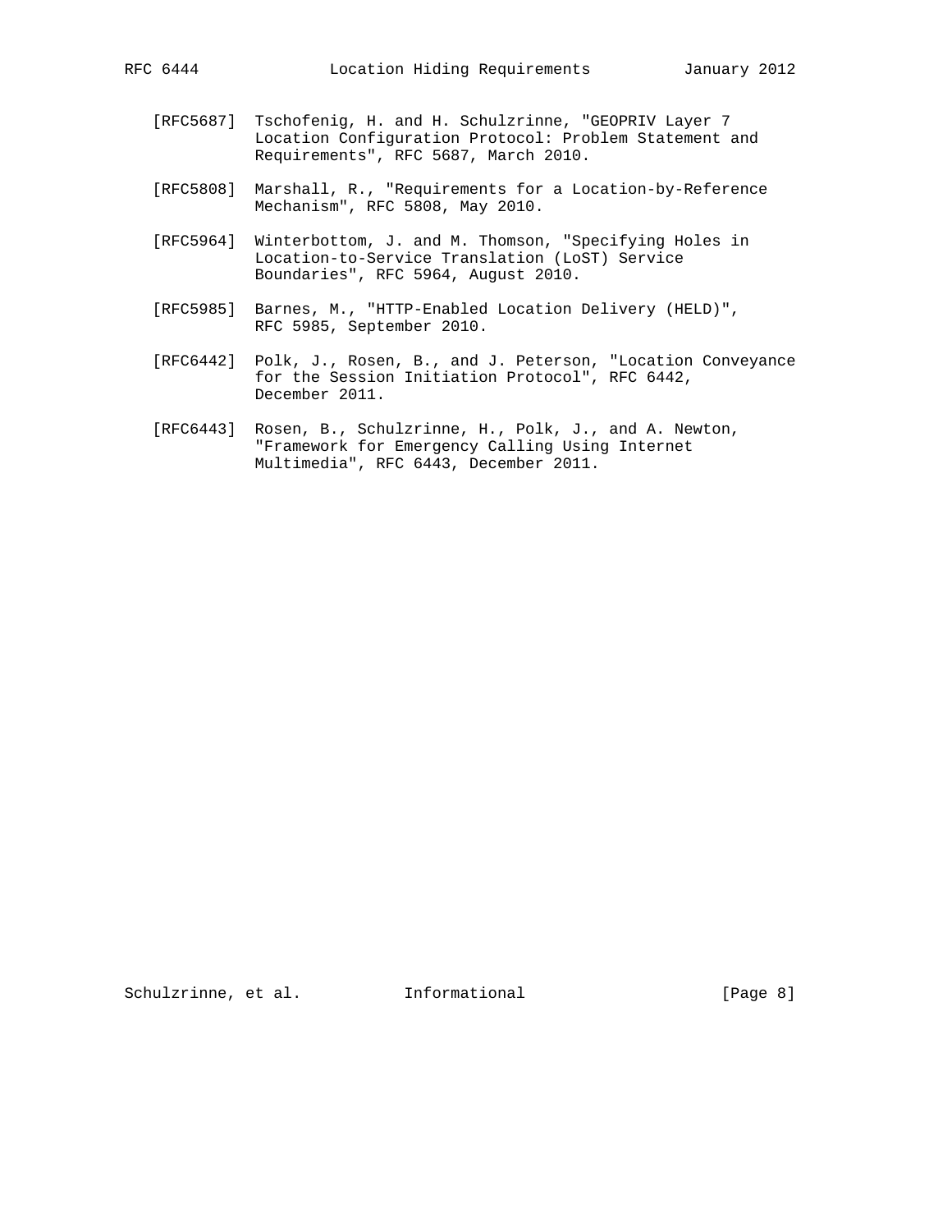[RFC5687] Tschofenig, H. and H. Schulzrinne, "GEOPRIV Layer 7 Location Configuration Protocol: Problem Statement and Requirements", RFC 5687, March 2010.

[RFC5808] Marshall, R., "Requirements for a Location-by-Reference Mechanism", RFC 5808, May 2010.

[RFC5964] Winterbottom, J. and M. Thomson, "Specifying Holes in Location-to-Service Translation (LoST) Service Boundaries", RFC 5964, August 2010.

[RFC5985] Barnes, M., "HTTP-Enabled Location Delivery (HELD)", RFC 5985, September 2010.

[RFC6442] Polk, J., Rosen, B., and J. Peterson, "Location Conveyance for the Session Initiation Protocol", RFC 6442, December 2011.

[RFC6443] Rosen, B., Schulzrinne, H., Polk, J., and A. Newton, "Framework for Emergency Calling Using Internet Multimedia", RFC 6443, December 2011.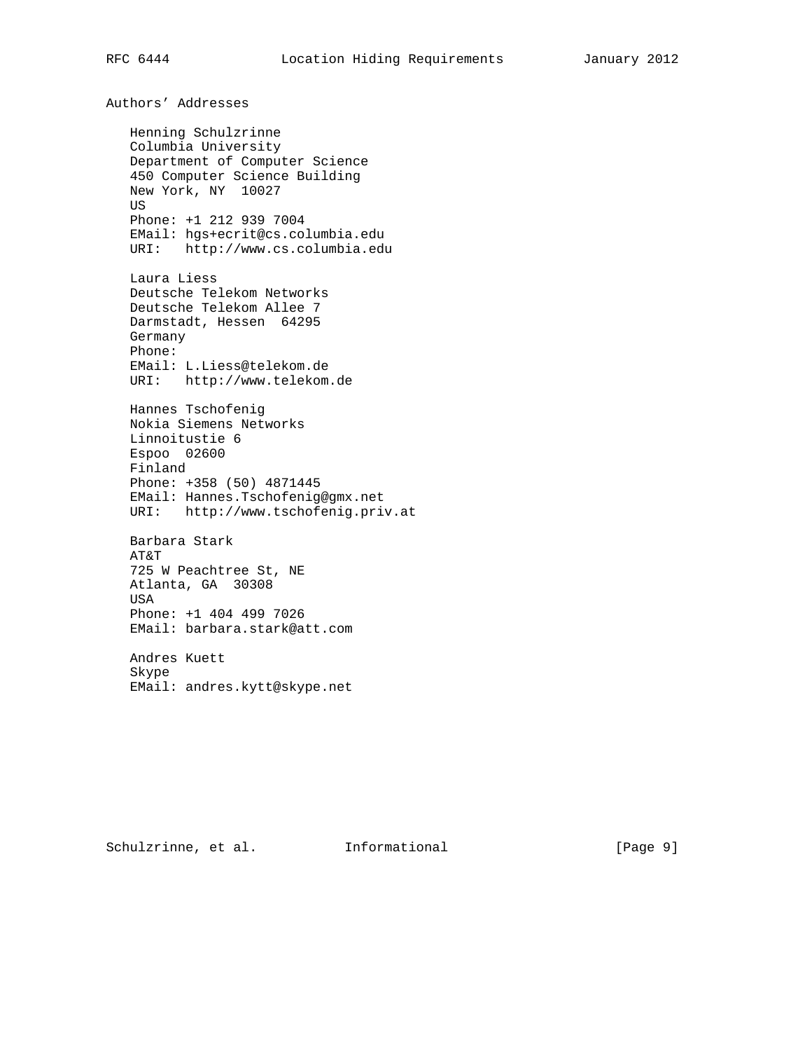## Authors' Addresses

Henning Schulzrinne
Columbia University
Department of Computer Science
450 Computer Science Building
New York, NY  10027
US
Phone: +1 212 939 7004
EMail: hgs+ecrit@cs.columbia.edu
URI:   http://www.cs.columbia.edu

Laura Liess
Deutsche Telekom Networks
Deutsche Telekom Allee 7
Darmstadt, Hessen  64295
Germany
Phone:
EMail: L.Liess@telekom.de
URI:   http://www.telekom.de

Hannes Tschofenig
Nokia Siemens Networks
Linnoitustie 6
Espoo  02600
Finland
Phone: +358 (50) 4871445
EMail: Hannes.Tschofenig@gmx.net
URI:   http://www.tschofenig.priv.at

Barbara Stark
AT&T
725 W Peachtree St, NE
Atlanta, GA  30308
USA
Phone: +1 404 499 7026
EMail: barbara.stark@att.com

Andres Kuett
Skype
EMail: andres.kytt@skype.net